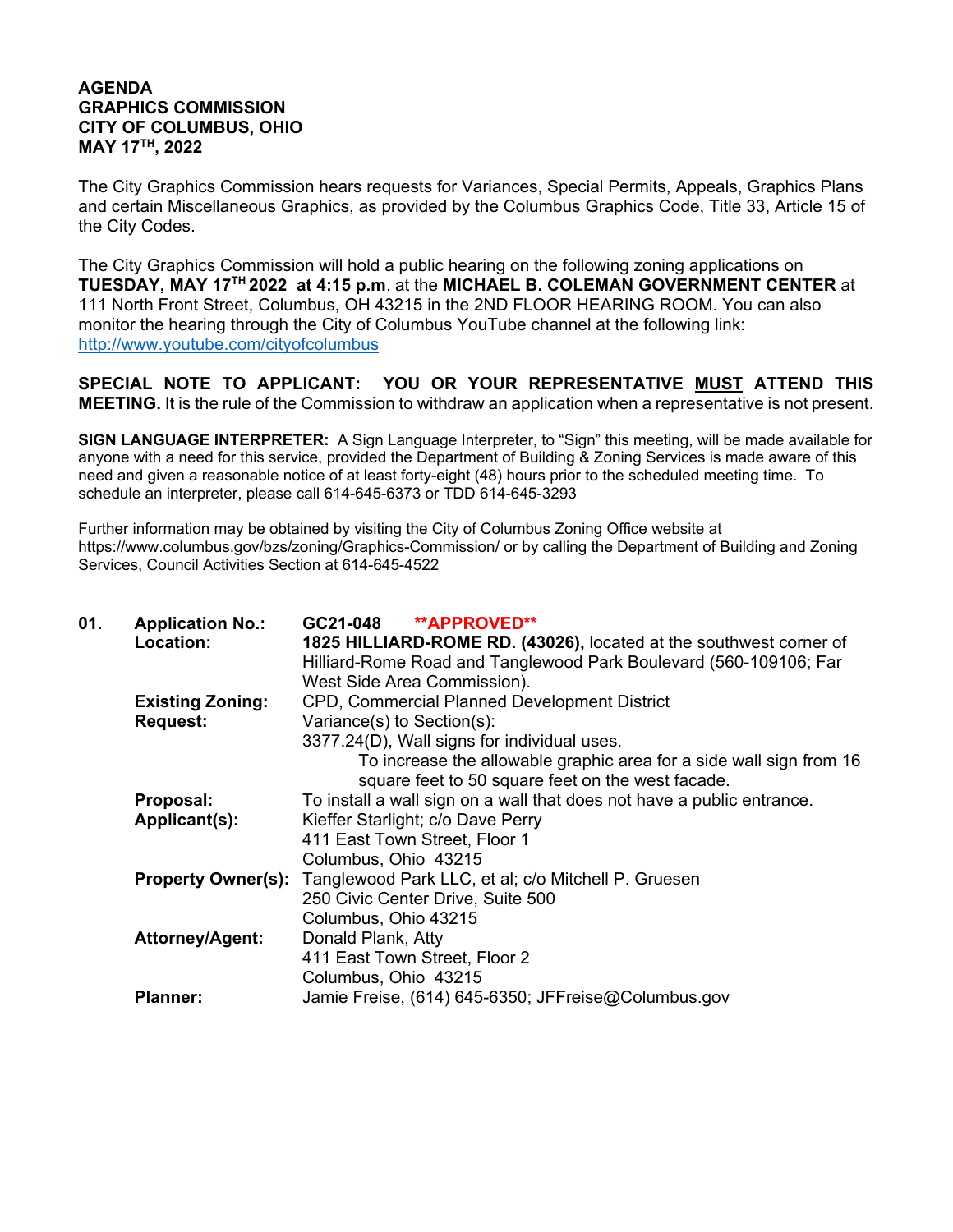**AGENDA**
**GRAPHICS COMMISSION**
**CITY OF COLUMBUS, OHIO**
**MAY 17TH, 2022**

The City Graphics Commission hears requests for Variances, Special Permits, Appeals, Graphics Plans and certain Miscellaneous Graphics, as provided by the Columbus Graphics Code, Title 33, Article 15 of the City Codes.

The City Graphics Commission will hold a public hearing on the following zoning applications on **TUESDAY, MAY 17TH 2022 at 4:15 p.m**. at the **MICHAEL B. COLEMAN GOVERNMENT CENTER** at 111 North Front Street, Columbus, OH 43215 in the 2ND FLOOR HEARING ROOM. You can also monitor the hearing through the City of Columbus YouTube channel at the following link: http://www.youtube.com/cityofcolumbus

**SPECIAL NOTE TO APPLICANT: YOU OR YOUR REPRESENTATIVE MUST ATTEND THIS MEETING.** It is the rule of the Commission to withdraw an application when a representative is not present.

**SIGN LANGUAGE INTERPRETER:** A Sign Language Interpreter, to "Sign" this meeting, will be made available for anyone with a need for this service, provided the Department of Building & Zoning Services is made aware of this need and given a reasonable notice of at least forty-eight (48) hours prior to the scheduled meeting time. To schedule an interpreter, please call 614-645-6373 or TDD 614-645-3293

Further information may be obtained by visiting the City of Columbus Zoning Office website at https://www.columbus.gov/bzs/zoning/Graphics-Commission/ or by calling the Department of Building and Zoning Services, Council Activities Section at 614-645-4522

**01.**

**Application No.:** **GC21-048** **\*\*APPROVED\*\***

**Location:** **1825 HILLIARD-ROME RD. (43026),** located at the southwest corner of Hilliard-Rome Road and Tanglewood Park Boulevard (560-109106; Far West Side Area Commission).

**Existing Zoning:** CPD, Commercial Planned Development District

**Request:** Variance(s) to Section(s):
3377.24(D), Wall signs for individual uses.
To increase the allowable graphic area for a side wall sign from 16 square feet to 50 square feet on the west facade.

**Proposal:** To install a wall sign on a wall that does not have a public entrance.

**Applicant(s):** Kieffer Starlight; c/o Dave Perry
411 East Town Street, Floor 1
Columbus, Ohio 43215

**Property Owner(s):** Tanglewood Park LLC, et al; c/o Mitchell P. Gruesen
250 Civic Center Drive, Suite 500
Columbus, Ohio 43215

**Attorney/Agent:** Donald Plank, Atty
411 East Town Street, Floor 2
Columbus, Ohio 43215

**Planner:** Jamie Freise, (614) 645-6350; JFFreise@Columbus.gov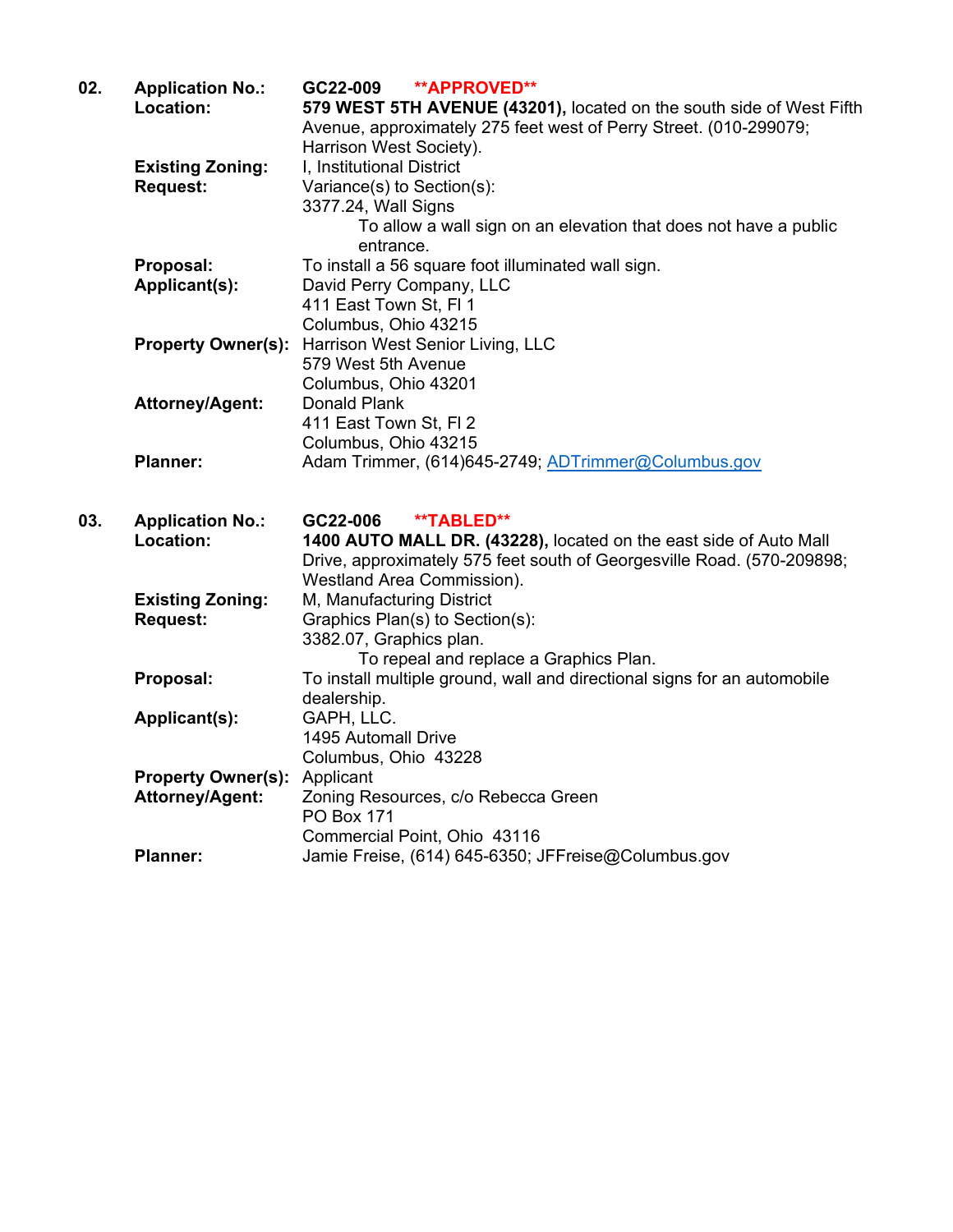**02.** **Application No.:** **GC22-009** **\*\*APPROVED\*\***

**Location:** **579 WEST 5TH AVENUE (43201),** located on the south side of West Fifth Avenue, approximately 275 feet west of Perry Street. (010-299079; Harrison West Society).

**Existing Zoning:** I, Institutional District

**Request:** Variance(s) to Section(s):
3377.24, Wall Signs
To allow a wall sign on an elevation that does not have a public entrance.

**Proposal:** To install a 56 square foot illuminated wall sign.

**Applicant(s):** David Perry Company, LLC
411 East Town St, Fl 1
Columbus, Ohio 43215

**Property Owner(s):** Harrison West Senior Living, LLC
579 West 5th Avenue
Columbus, Ohio 43201

**Attorney/Agent:** Donald Plank
411 East Town St, Fl 2
Columbus, Ohio 43215

**Planner:** Adam Trimmer, (614)645-2749; ADTrimmer@Columbus.gov

**03.** **Application No.:** **GC22-006** **\*\*TABLED\*\***

**Location:** **1400 AUTO MALL DR. (43228),** located on the east side of Auto Mall Drive, approximately 575 feet south of Georgesville Road. (570-209898; Westland Area Commission).

**Existing Zoning:** M, Manufacturing District

**Request:** Graphics Plan(s) to Section(s):
3382.07, Graphics plan.
To repeal and replace a Graphics Plan.

**Proposal:** To install multiple ground, wall and directional signs for an automobile dealership.

**Applicant(s):** GAPH, LLC.
1495 Automall Drive
Columbus, Ohio 43228

**Property Owner(s):** Applicant

**Attorney/Agent:** Zoning Resources, c/o Rebecca Green
PO Box 171
Commercial Point, Ohio 43116

**Planner:** Jamie Freise, (614) 645-6350; JFFreise@Columbus.gov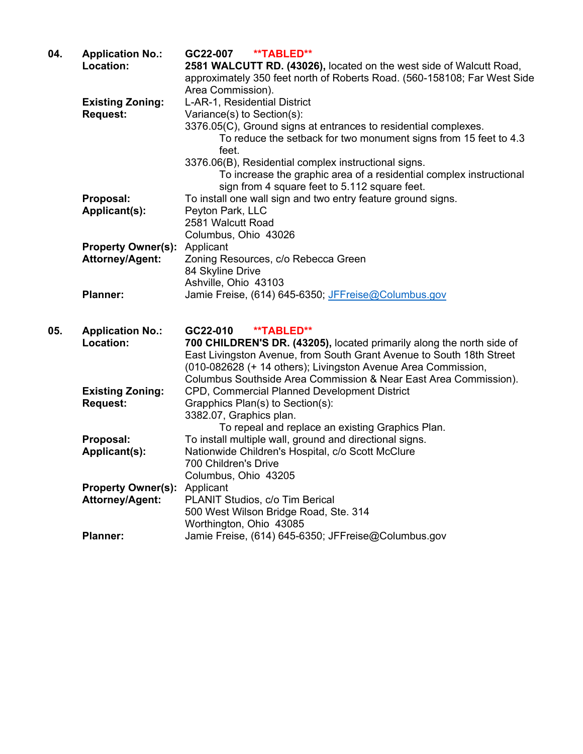**04.** **Application No.:** **GC22-007** **\*\*TABLED\*\***

**Location:** **2581 WALCUTT RD. (43026),** located on the west side of Walcutt Road, approximately 350 feet north of Roberts Road. (560-158108; Far West Side Area Commission).

**Existing Zoning:** L-AR-1, Residential District

**Request:** Variance(s) to Section(s):

3376.05(C), Ground signs at entrances to residential complexes.

To reduce the setback for two monument signs from 15 feet to 4.3 feet.

3376.06(B), Residential complex instructional signs.

To increase the graphic area of a residential complex instructional sign from 4 square feet to 5.112 square feet.

**Proposal:** To install one wall sign and two entry feature ground signs.

**Applicant(s):** Peyton Park, LLC
2581 Walcutt Road
Columbus, Ohio 43026

**Property Owner(s):** Applicant

**Attorney/Agent:** Zoning Resources, c/o Rebecca Green
84 Skyline Drive
Ashville, Ohio 43103

**Planner:** Jamie Freise, (614) 645-6350; JFFreise@Columbus.gov

**05.** **Application No.:** **GC22-010** **\*\*TABLED\*\***

**Location:** **700 CHILDREN'S DR. (43205),** located primarily along the north side of East Livingston Avenue, from South Grant Avenue to South 18th Street (010-082628 (+ 14 others); Livingston Avenue Area Commission, Columbus Southside Area Commission & Near East Area Commission).

**Existing Zoning:** CPD, Commercial Planned Development District

**Request:** Grapphics Plan(s) to Section(s):

3382.07, Graphics plan.

To repeal and replace an existing Graphics Plan.

**Proposal:** To install multiple wall, ground and directional signs.

**Applicant(s):** Nationwide Children's Hospital, c/o Scott McClure
700 Children's Drive
Columbus, Ohio 43205

**Property Owner(s):** Applicant

**Attorney/Agent:** PLANIT Studios, c/o Tim Berical
500 West Wilson Bridge Road, Ste. 314
Worthington, Ohio 43085

**Planner:** Jamie Freise, (614) 645-6350; JFFreise@Columbus.gov